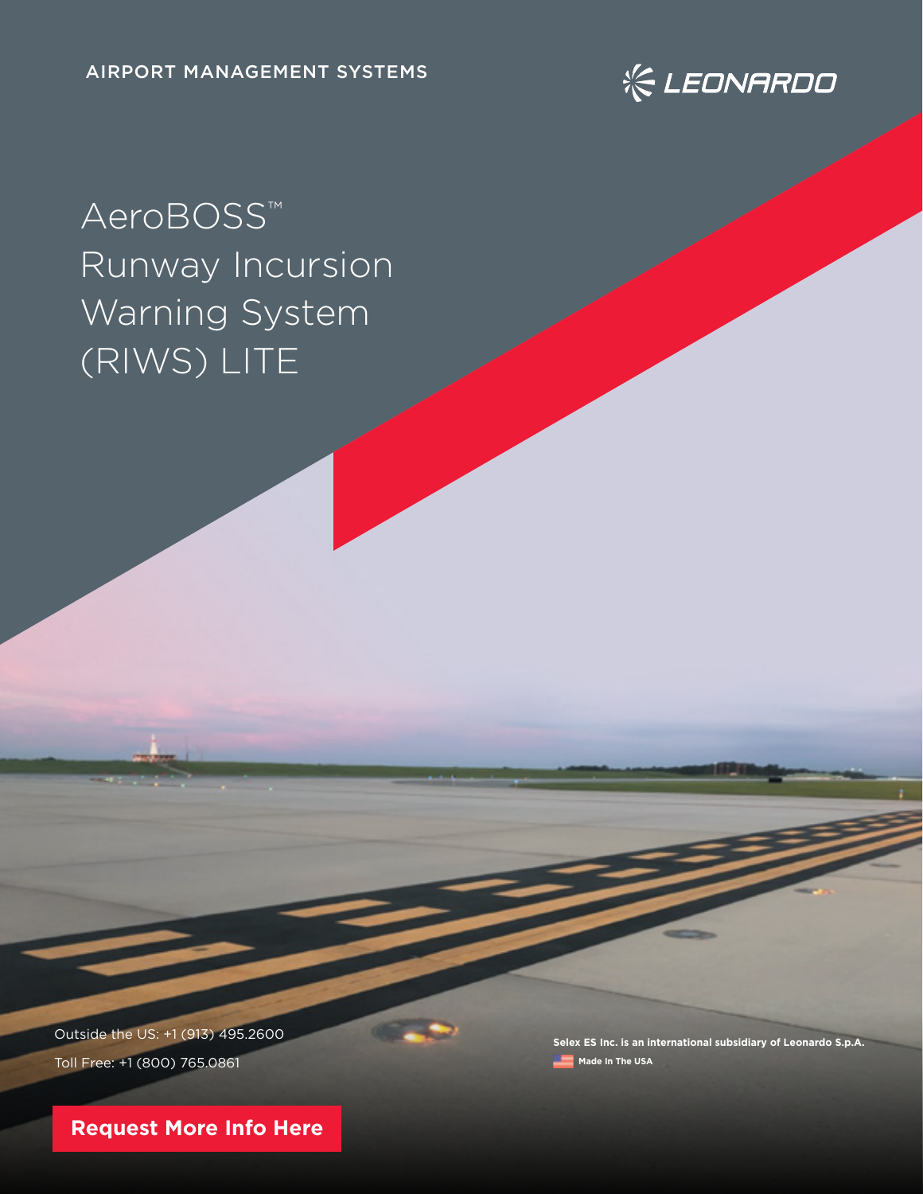AIRPORT MANAGEMENT SYSTEMS

LEONARDO

# AeroBOSS™ Runway Incursion Warning System (RIWS) LITE

Outside the US: +1 (913) 495.2600

Toll Free: +1 (800) 765.0861

**Selex ES Inc. is an international subsidiary of Leonardo S.p.A.**

**Made In The USA**

**Request More Info Here**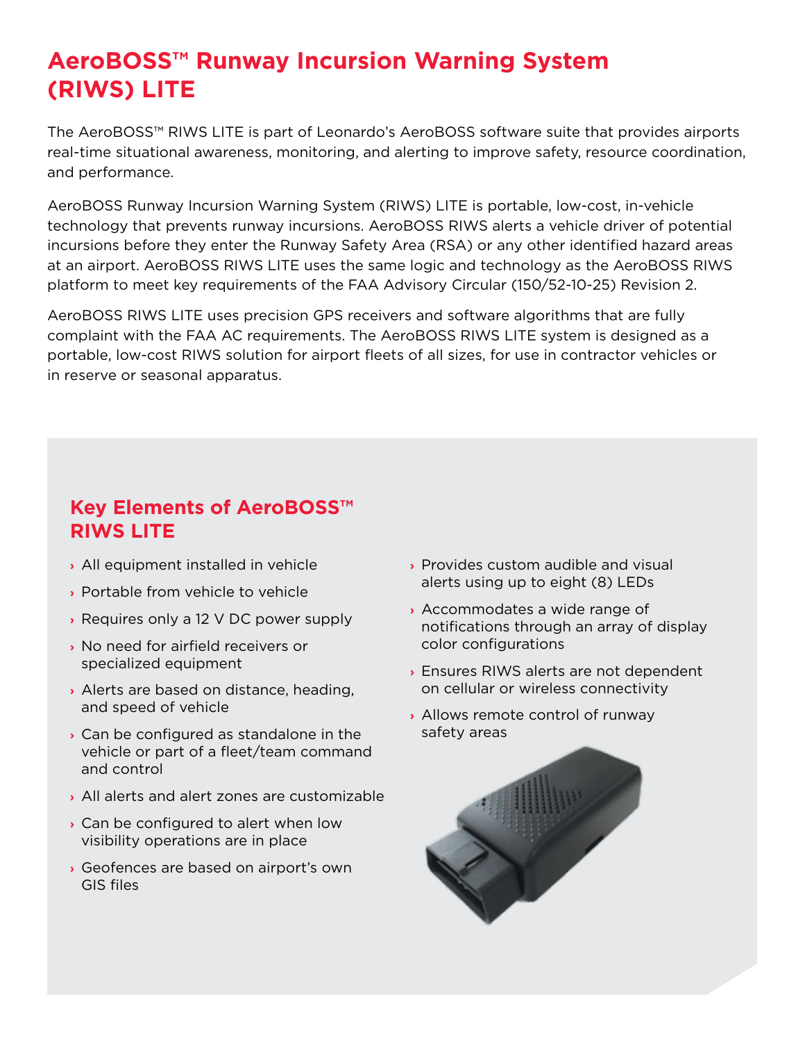# AeroBOSS™ Runway Incursion Warning System (RIWS) LITE

The AeroBOSS™ RIWS LITE is part of Leonardo's AeroBOSS software suite that provides airports real-time situational awareness, monitoring, and alerting to improve safety, resource coordination, and performance.

AeroBOSS Runway Incursion Warning System (RIWS) LITE is portable, low-cost, in-vehicle technology that prevents runway incursions. AeroBOSS RIWS alerts a vehicle driver of potential incursions before they enter the Runway Safety Area (RSA) or any other identified hazard areas at an airport. AeroBOSS RIWS LITE uses the same logic and technology as the AeroBOSS RIWS platform to meet key requirements of the FAA Advisory Circular (150/52-10-25) Revision 2.

AeroBOSS RIWS LITE uses precision GPS receivers and software algorithms that are fully complaint with the FAA AC requirements. The AeroBOSS RIWS LITE system is designed as a portable, low-cost RIWS solution for airport fleets of all sizes, for use in contractor vehicles or in reserve or seasonal apparatus.

## Key Elements of AeroBOSS™ RIWS LITE

- All equipment installed in vehicle
- Portable from vehicle to vehicle
- Requires only a 12 V DC power supply
- No need for airfield receivers or specialized equipment
- Alerts are based on distance, heading, and speed of vehicle
- Can be configured as standalone in the vehicle or part of a fleet/team command and control
- All alerts and alert zones are customizable
- Can be configured to alert when low visibility operations are in place
- Geofences are based on airport's own GIS files
- Provides custom audible and visual alerts using up to eight (8) LEDs
- Accommodates a wide range of notifications through an array of display color configurations
- Ensures RIWS alerts are not dependent on cellular or wireless connectivity
- Allows remote control of runway safety areas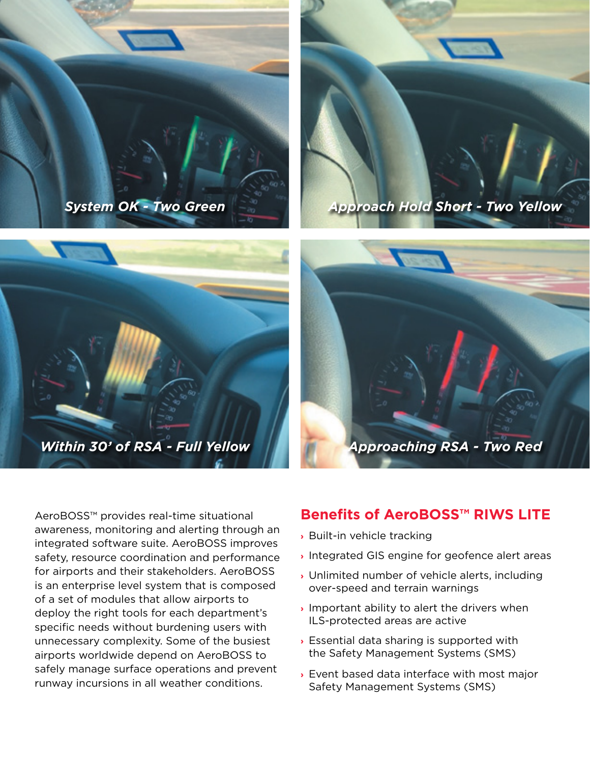*System OK - Two Green*

*Approach Hold Short - Two Yellow*

*Within 30' of RSA - Full Yellow*

*Approaching RSA - Two Red*

AeroBOSS™ provides real-time situational awareness, monitoring and alerting through an integrated software suite. AeroBOSS improves safety, resource coordination and performance for airports and their stakeholders. AeroBOSS is an enterprise level system that is composed of a set of modules that allow airports to deploy the right tools for each department's specific needs without burdening users with unnecessary complexity. Some of the busiest airports worldwide depend on AeroBOSS to safely manage surface operations and prevent runway incursions in all weather conditions.

## Benefits of AeroBOSS™ RIWS LITE

- Built-in vehicle tracking
- Integrated GIS engine for geofence alert areas
- Unlimited number of vehicle alerts, including over-speed and terrain warnings
- Important ability to alert the drivers when ILS-protected areas are active
- Essential data sharing is supported with the Safety Management Systems (SMS)
- Event based data interface with most major Safety Management Systems (SMS)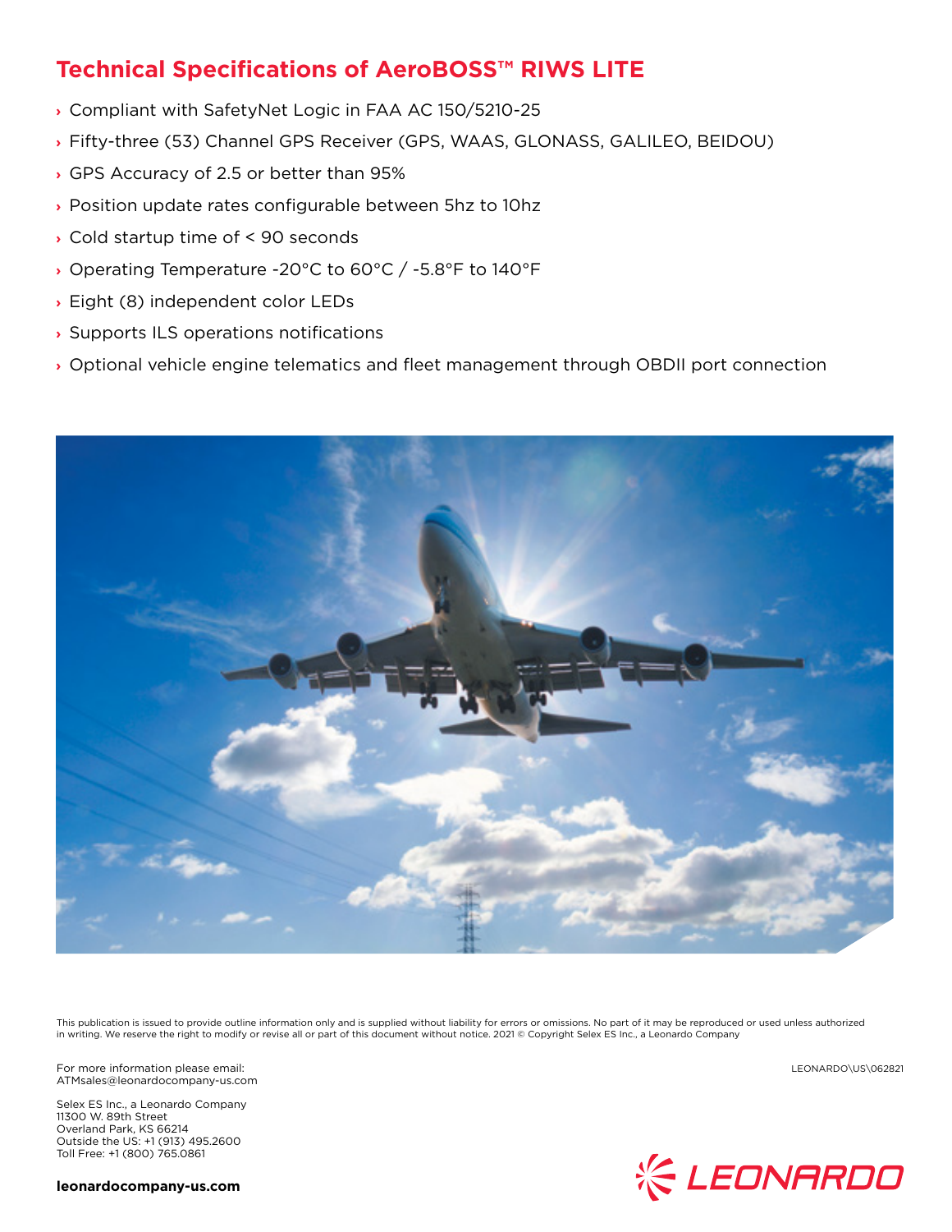## Technical Specifications of AeroBOSS™ RIWS LITE

- Compliant with SafetyNet Logic in FAA AC 150/5210-25
- Fifty-three (53) Channel GPS Receiver (GPS, WAAS, GLONASS, GALILEO, BEIDOU)
- GPS Accuracy of 2.5 or better than 95%
- Position update rates configurable between 5hz to 10hz
- Cold startup time of < 90 seconds
- Operating Temperature -20°C to 60°C / -5.8°F to 140°F
- Eight (8) independent color LEDs
- Supports ILS operations notifications
- Optional vehicle engine telematics and fleet management through OBDII port connection

This publication is issued to provide outline information only and is supplied without liability for errors or omissions. No part of it may be reproduced or used unless authorized in writing. We reserve the right to modify or revise all or part of this document without notice. 2021 © Copyright Selex ES Inc., a Leonardo Company

For more information please email:
ATMsales@leonardocompany-us.com

Selex ES Inc., a Leonardo Company
11300 W. 89th Street
Overland Park, KS 66214
Outside the US: +1 (913) 495.2600
Toll Free: +1 (800) 765.0861

**leonardocompany-us.com**

LEONARDO\US\062821

LEONARDO